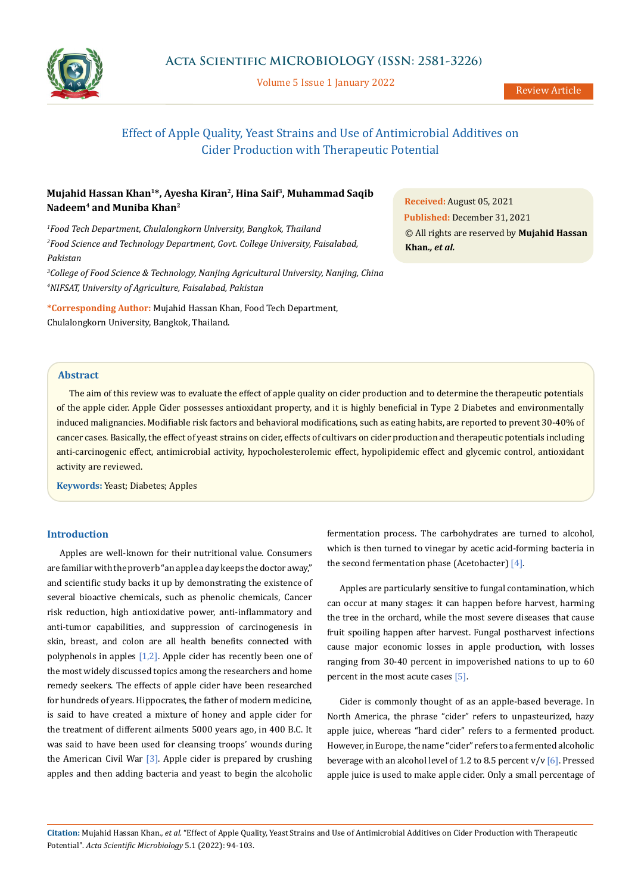Review Article

# Effect of Apple Quality, Yeast Strains and Use of Antimicrobial Additives on Cider Production with Therapeutic Potential

**Mujahid Hassan Khan[1]*, Ayesha Kiran[2], Hina Saif[3], Muhammad Saqib Nadeem[4] and Muniba Khan[2]**

[1]*Food Tech Department, Chulalongkorn University, Bangkok, Thailand*
[2]*Food Science and Technology Department, Govt. College University, Faisalabad, Pakistan*
[3]*College of Food Science & Technology, Nanjing Agricultural University, Nanjing, China*
[4]*NIFSAT, University of Agriculture, Faisalabad, Pakistan*

**\*Corresponding Author:** Mujahid Hassan Khan, Food Tech Department, Chulalongkorn University, Bangkok, Thailand.

**Received:** August 05, 2021
**Published:** December 31, 2021
© All rights are reserved by **Mujahid Hassan Khan., *et al.***

## Abstract

The aim of this review was to evaluate the effect of apple quality on cider production and to determine the therapeutic potentials of the apple cider. Apple Cider possesses antioxidant property, and it is highly beneficial in Type 2 Diabetes and environmentally induced malignancies. Modifiable risk factors and behavioral modifications, such as eating habits, are reported to prevent 30-40% of cancer cases. Basically, the effect of yeast strains on cider, effects of cultivars on cider production and therapeutic potentials including anti-carcinogenic effect, antimicrobial activity, hypocholesterolemic effect, hypolipidemic effect and glycemic control, antioxidant activity are reviewed.

**Keywords:** Yeast; Diabetes; Apples

## Introduction

Apples are well-known for their nutritional value. Consumers are familiar with the proverb "an apple a day keeps the doctor away," and scientific study backs it up by demonstrating the existence of several bioactive chemicals, such as phenolic chemicals, Cancer risk reduction, high antioxidative power, anti-inflammatory and anti-tumor capabilities, and suppression of carcinogenesis in skin, breast, and colon are all health benefits connected with polyphenols in apples [1,2]. Apple cider has recently been one of the most widely discussed topics among the researchers and home remedy seekers. The effects of apple cider have been researched for hundreds of years. Hippocrates, the father of modern medicine, is said to have created a mixture of honey and apple cider for the treatment of different ailments 5000 years ago, in 400 B.C. It was said to have been used for cleansing troops' wounds during the American Civil War [3]. Apple cider is prepared by crushing apples and then adding bacteria and yeast to begin the alcoholic fermentation process. The carbohydrates are turned to alcohol, which is then turned to vinegar by acetic acid-forming bacteria in the second fermentation phase (Acetobacter) [4].

Apples are particularly sensitive to fungal contamination, which can occur at many stages: it can happen before harvest, harming the tree in the orchard, while the most severe diseases that cause fruit spoiling happen after harvest. Fungal postharvest infections cause major economic losses in apple production, with losses ranging from 30-40 percent in impoverished nations to up to 60 percent in the most acute cases [5].

Cider is commonly thought of as an apple-based beverage. In North America, the phrase "cider" refers to unpasteurized, hazy apple juice, whereas "hard cider" refers to a fermented product. However, in Europe, the name "cider" refers to a fermented alcoholic beverage with an alcohol level of 1.2 to 8.5 percent v/v [6]. Pressed apple juice is used to make apple cider. Only a small percentage of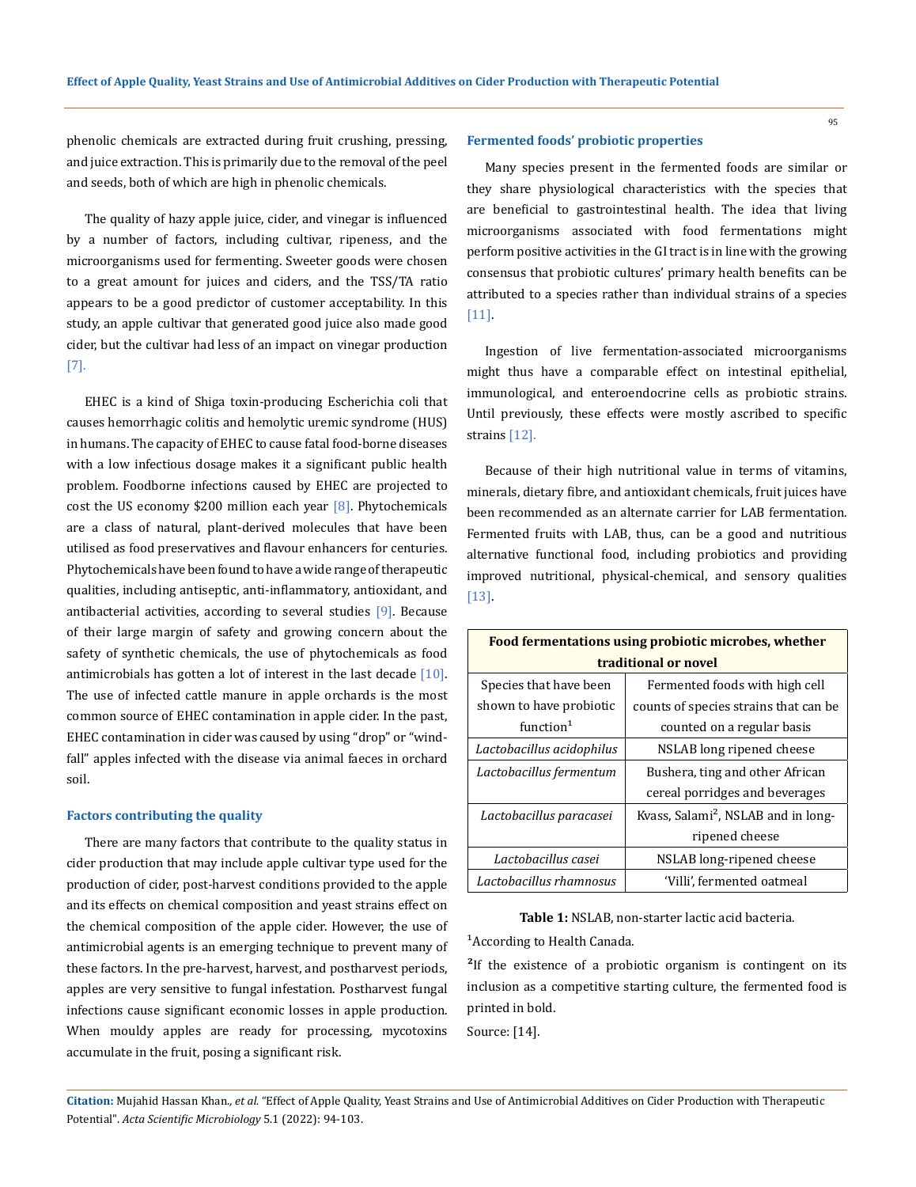phenolic chemicals are extracted during fruit crushing, pressing, and juice extraction. This is primarily due to the removal of the peel and seeds, both of which are high in phenolic chemicals.

The quality of hazy apple juice, cider, and vinegar is influenced by a number of factors, including cultivar, ripeness, and the microorganisms used for fermenting. Sweeter goods were chosen to a great amount for juices and ciders, and the TSS/TA ratio appears to be a good predictor of customer acceptability. In this study, an apple cultivar that generated good juice also made good cider, but the cultivar had less of an impact on vinegar production [7].

EHEC is a kind of Shiga toxin-producing Escherichia coli that causes hemorrhagic colitis and hemolytic uremic syndrome (HUS) in humans. The capacity of EHEC to cause fatal food-borne diseases with a low infectious dosage makes it a significant public health problem. Foodborne infections caused by EHEC are projected to cost the US economy $200 million each year [8]. Phytochemicals are a class of natural, plant-derived molecules that have been utilised as food preservatives and flavour enhancers for centuries. Phytochemicals have been found to have a wide range of therapeutic qualities, including antiseptic, anti-inflammatory, antioxidant, and antibacterial activities, according to several studies [9]. Because of their large margin of safety and growing concern about the safety of synthetic chemicals, the use of phytochemicals as food antimicrobials has gotten a lot of interest in the last decade [10]. The use of infected cattle manure in apple orchards is the most common source of EHEC contamination in apple cider. In the past, EHEC contamination in cider was caused by using "drop" or "wind-fall" apples infected with the disease via animal faeces in orchard soil.

### Factors contributing the quality

There are many factors that contribute to the quality status in cider production that may include apple cultivar type used for the production of cider, post-harvest conditions provided to the apple and its effects on chemical composition and yeast strains effect on the chemical composition of the apple cider. However, the use of antimicrobial agents is an emerging technique to prevent many of these factors. In the pre-harvest, harvest, and postharvest periods, apples are very sensitive to fungal infestation. Postharvest fungal infections cause significant economic losses in apple production. When mouldy apples are ready for processing, mycotoxins accumulate in the fruit, posing a significant risk.

### Fermented foods' probiotic properties

Many species present in the fermented foods are similar or they share physiological characteristics with the species that are beneficial to gastrointestinal health. The idea that living microorganisms associated with food fermentations might perform positive activities in the GI tract is in line with the growing consensus that probiotic cultures' primary health benefits can be attributed to a species rather than individual strains of a species [11].

Ingestion of live fermentation-associated microorganisms might thus have a comparable effect on intestinal epithelial, immunological, and enteroendocrine cells as probiotic strains. Until previously, these effects were mostly ascribed to specific strains [12].

Because of their high nutritional value in terms of vitamins, minerals, dietary fibre, and antioxidant chemicals, fruit juices have been recommended as an alternate carrier for LAB fermentation. Fermented fruits with LAB, thus, can be a good and nutritious alternative functional food, including probiotics and providing improved nutritional, physical-chemical, and sensory qualities [13].

| **Food fermentations using probiotic microbes, whether traditional or novel** | |
|---|---|
| Species that have been shown to have probiotic function[1] | Fermented foods with high cell counts of species strains that can be counted on a regular basis |
| *Lactobacillus acidophilus* | NSLAB long ripened cheese |
| *Lactobacillus fermentum* | Bushera, ting and other African cereal porridges and beverages |
| *Lactobacillus paracasei* | Kvass, Salami[2], NSLAB and in long-ripened cheese |
| *Lactobacillus casei* | NSLAB long-ripened cheese |
| *Lactobacillus rhamnosus* | 'Villi', fermented oatmeal |

**Table 1:** NSLAB, non-starter lactic acid bacteria.

[1]According to Health Canada.

[2]If the existence of a probiotic organism is contingent on its inclusion as a competitive starting culture, the fermented food is printed in bold.

Source: [14].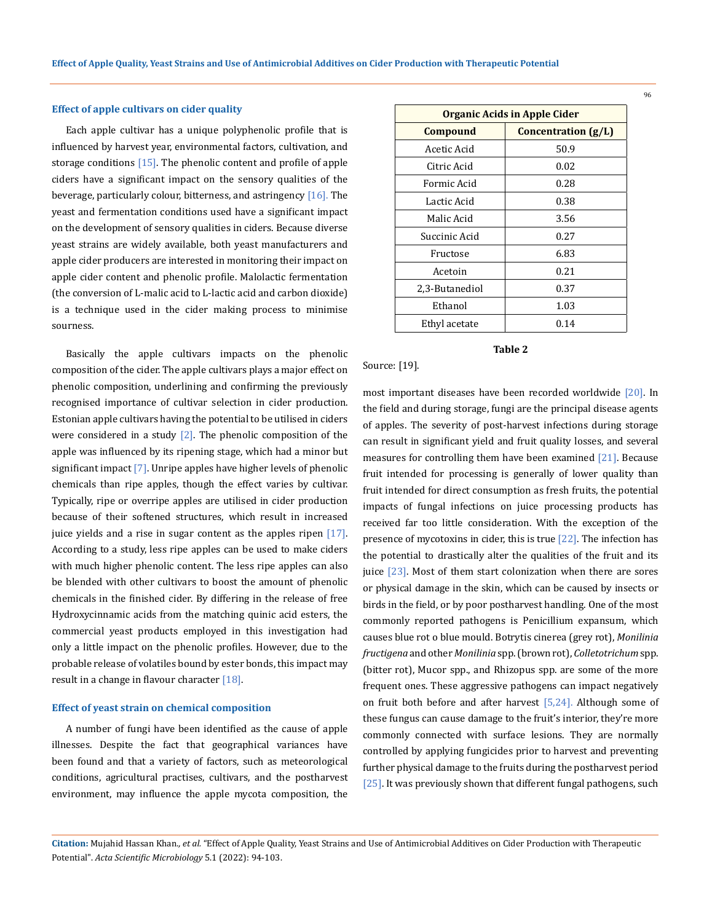## Effect of apple cultivars on cider quality

Each apple cultivar has a unique polyphenolic profile that is influenced by harvest year, environmental factors, cultivation, and storage conditions [15]. The phenolic content and profile of apple ciders have a significant impact on the sensory qualities of the beverage, particularly colour, bitterness, and astringency [16]. The yeast and fermentation conditions used have a significant impact on the development of sensory qualities in ciders. Because diverse yeast strains are widely available, both yeast manufacturers and apple cider producers are interested in monitoring their impact on apple cider content and phenolic profile. Malolactic fermentation (the conversion of L-malic acid to L-lactic acid and carbon dioxide) is a technique used in the cider making process to minimise sourness.

Basically the apple cultivars impacts on the phenolic composition of the cider. The apple cultivars plays a major effect on phenolic composition, underlining and confirming the previously recognised importance of cultivar selection in cider production. Estonian apple cultivars having the potential to be utilised in ciders were considered in a study [2]. The phenolic composition of the apple was influenced by its ripening stage, which had a minor but significant impact [7]. Unripe apples have higher levels of phenolic chemicals than ripe apples, though the effect varies by cultivar. Typically, ripe or overripe apples are utilised in cider production because of their softened structures, which result in increased juice yields and a rise in sugar content as the apples ripen [17]. According to a study, less ripe apples can be used to make ciders with much higher phenolic content. The less ripe apples can also be blended with other cultivars to boost the amount of phenolic chemicals in the finished cider. By differing in the release of free Hydroxycinnamic acids from the matching quinic acid esters, the commercial yeast products employed in this investigation had only a little impact on the phenolic profiles. However, due to the probable release of volatiles bound by ester bonds, this impact may result in a change in flavour character [18].

## Effect of yeast strain on chemical composition

A number of fungi have been identified as the cause of apple illnesses. Despite the fact that geographical variances have been found and that a variety of factors, such as meteorological conditions, agricultural practises, cultivars, and the postharvest environment, may influence the apple mycota composition, the most important diseases have been recorded worldwide [20]. In the field and during storage, fungi are the principal disease agents of apples. The severity of post-harvest infections during storage can result in significant yield and fruit quality losses, and several measures for controlling them have been examined [21]. Because fruit intended for processing is generally of lower quality than fruit intended for direct consumption as fresh fruits, the potential impacts of fungal infections on juice processing products has received far too little consideration. With the exception of the presence of mycotoxins in cider, this is true [22]. The infection has the potential to drastically alter the qualities of the fruit and its juice [23]. Most of them start colonization when there are sores or physical damage in the skin, which can be caused by insects or birds in the field, or by poor postharvest handling. One of the most commonly reported pathogens is Penicillium expansum, which causes blue rot o blue mould. Botrytis cinerea (grey rot), *Monilinia fructigena* and other *Monilinia* spp. (brown rot), *Colletotrichum* spp. (bitter rot), Mucor spp., and Rhizopus spp. are some of the more frequent ones. These aggressive pathogens can impact negatively on fruit both before and after harvest [5,24]. Although some of these fungus can cause damage to the fruit's interior, they're more commonly connected with surface lesions. They are normally controlled by applying fungicides prior to harvest and preventing further physical damage to the fruits during the postharvest period [25]. It was previously shown that different fungal pathogens, such

| Organic Acids in Apple Cider | |
|---|---|
| **Compound** | **Concentration (g/L)** |
| Acetic Acid | 50.9 |
| Citric Acid | 0.02 |
| Formic Acid | 0.28 |
| Lactic Acid | 0.38 |
| Malic Acid | 3.56 |
| Succinic Acid | 0.27 |
| Fructose | 6.83 |
| Acetoin | 0.21 |
| 2,3-Butanediol | 0.37 |
| Ethanol | 1.03 |
| Ethyl acetate | 0.14 |

**Table 2**

Source: [19].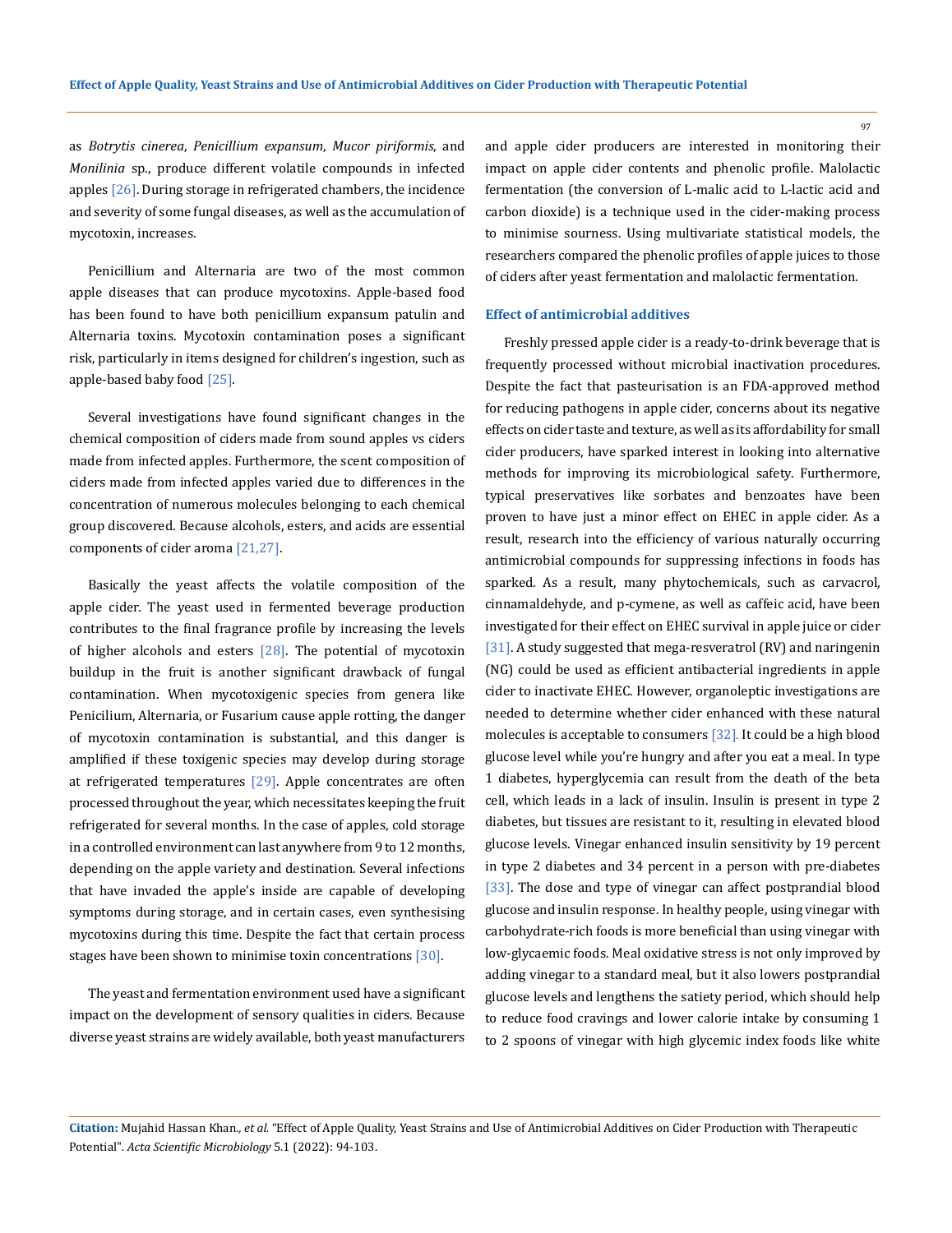as *Botrytis cinerea*, *Penicillium expansum*, *Mucor piriformis*, and *Monilinia* sp., produce different volatile compounds in infected apples [26]. During storage in refrigerated chambers, the incidence and severity of some fungal diseases, as well as the accumulation of mycotoxin, increases.

Penicillium and Alternaria are two of the most common apple diseases that can produce mycotoxins. Apple-based food has been found to have both penicillium expansum patulin and Alternaria toxins. Mycotoxin contamination poses a significant risk, particularly in items designed for children's ingestion, such as apple-based baby food [25].

Several investigations have found significant changes in the chemical composition of ciders made from sound apples vs ciders made from infected apples. Furthermore, the scent composition of ciders made from infected apples varied due to differences in the concentration of numerous molecules belonging to each chemical group discovered. Because alcohols, esters, and acids are essential components of cider aroma [21,27].

Basically the yeast affects the volatile composition of the apple cider. The yeast used in fermented beverage production contributes to the final fragrance profile by increasing the levels of higher alcohols and esters [28]. The potential of mycotoxin buildup in the fruit is another significant drawback of fungal contamination. When mycotoxigenic species from genera like Penicilium, Alternaria, or Fusarium cause apple rotting, the danger of mycotoxin contamination is substantial, and this danger is amplified if these toxigenic species may develop during storage at refrigerated temperatures [29]. Apple concentrates are often processed throughout the year, which necessitates keeping the fruit refrigerated for several months. In the case of apples, cold storage in a controlled environment can last anywhere from 9 to 12 months, depending on the apple variety and destination. Several infections that have invaded the apple's inside are capable of developing symptoms during storage, and in certain cases, even synthesising mycotoxins during this time. Despite the fact that certain process stages have been shown to minimise toxin concentrations [30].

The yeast and fermentation environment used have a significant impact on the development of sensory qualities in ciders. Because diverse yeast strains are widely available, both yeast manufacturers and apple cider producers are interested in monitoring their impact on apple cider contents and phenolic profile. Malolactic fermentation (the conversion of L-malic acid to L-lactic acid and carbon dioxide) is a technique used in the cider-making process to minimise sourness. Using multivariate statistical models, the researchers compared the phenolic profiles of apple juices to those of ciders after yeast fermentation and malolactic fermentation.

### Effect of antimicrobial additives

Freshly pressed apple cider is a ready-to-drink beverage that is frequently processed without microbial inactivation procedures. Despite the fact that pasteurisation is an FDA-approved method for reducing pathogens in apple cider, concerns about its negative effects on cider taste and texture, as well as its affordability for small cider producers, have sparked interest in looking into alternative methods for improving its microbiological safety. Furthermore, typical preservatives like sorbates and benzoates have been proven to have just a minor effect on EHEC in apple cider. As a result, research into the efficiency of various naturally occurring antimicrobial compounds for suppressing infections in foods has sparked. As a result, many phytochemicals, such as carvacrol, cinnamaldehyde, and p-cymene, as well as caffeic acid, have been investigated for their effect on EHEC survival in apple juice or cider [31]. A study suggested that mega-resveratrol (RV) and naringenin (NG) could be used as efficient antibacterial ingredients in apple cider to inactivate EHEC. However, organoleptic investigations are needed to determine whether cider enhanced with these natural molecules is acceptable to consumers [32]. It could be a high blood glucose level while you're hungry and after you eat a meal. In type 1 diabetes, hyperglycemia can result from the death of the beta cell, which leads in a lack of insulin. Insulin is present in type 2 diabetes, but tissues are resistant to it, resulting in elevated blood glucose levels. Vinegar enhanced insulin sensitivity by 19 percent in type 2 diabetes and 34 percent in a person with pre-diabetes [33]. The dose and type of vinegar can affect postprandial blood glucose and insulin response. In healthy people, using vinegar with carbohydrate-rich foods is more beneficial than using vinegar with low-glycaemic foods. Meal oxidative stress is not only improved by adding vinegar to a standard meal, but it also lowers postprandial glucose levels and lengthens the satiety period, which should help to reduce food cravings and lower calorie intake by consuming 1 to 2 spoons of vinegar with high glycemic index foods like white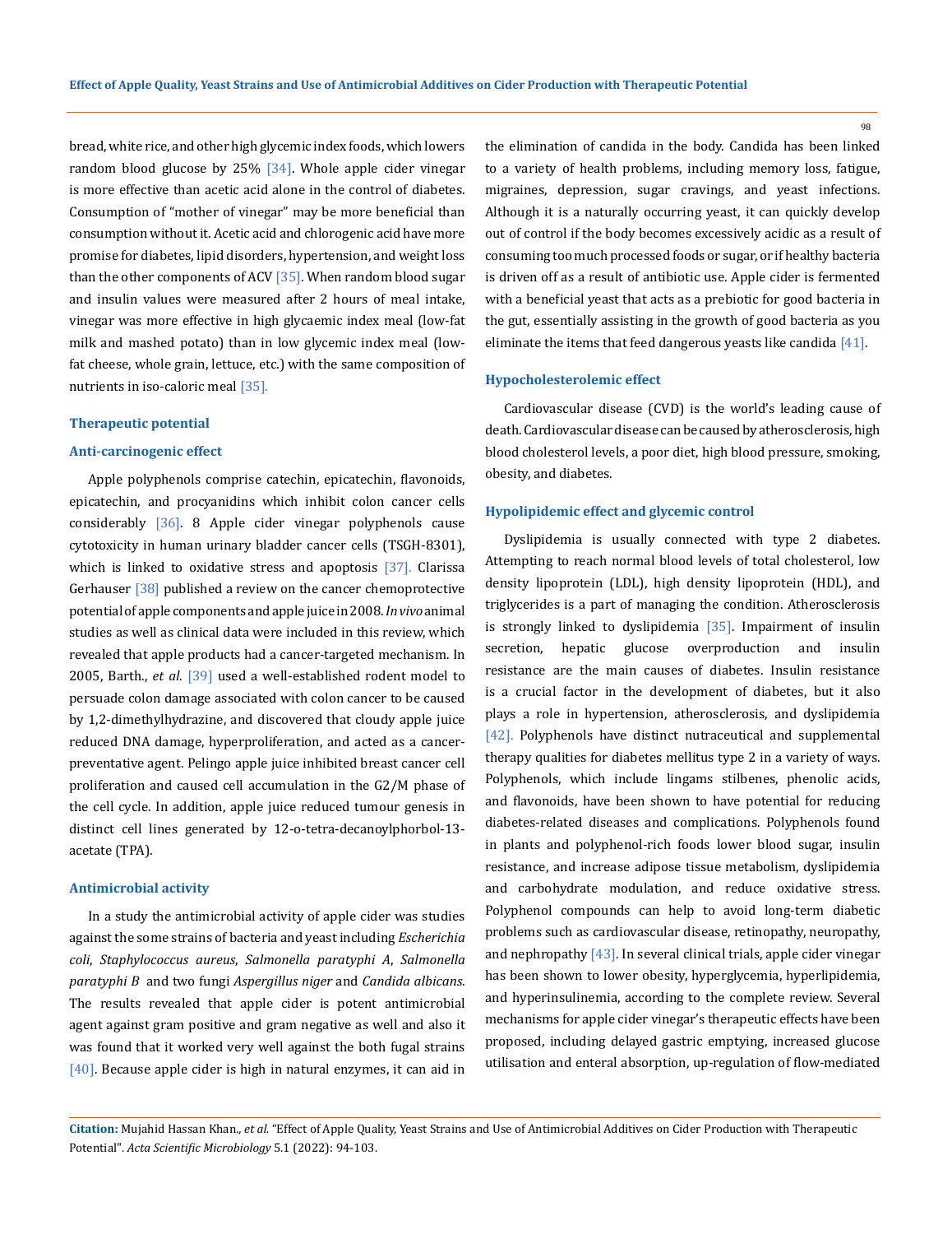bread, white rice, and other high glycemic index foods, which lowers random blood glucose by 25% [34]. Whole apple cider vinegar is more effective than acetic acid alone in the control of diabetes. Consumption of "mother of vinegar" may be more beneficial than consumption without it. Acetic acid and chlorogenic acid have more promise for diabetes, lipid disorders, hypertension, and weight loss than the other components of ACV [35]. When random blood sugar and insulin values were measured after 2 hours of meal intake, vinegar was more effective in high glycaemic index meal (low-fat milk and mashed potato) than in low glycemic index meal (low-fat cheese, whole grain, lettuce, etc.) with the same composition of nutrients in iso-caloric meal [35].

## Therapeutic potential

### Anti-carcinogenic effect

Apple polyphenols comprise catechin, epicatechin, flavonoids, epicatechin, and procyanidins which inhibit colon cancer cells considerably [36]. 8 Apple cider vinegar polyphenols cause cytotoxicity in human urinary bladder cancer cells (TSGH-8301), which is linked to oxidative stress and apoptosis [37]. Clarissa Gerhauser [38] published a review on the cancer chemoprotective potential of apple components and apple juice in 2008. *In vivo* animal studies as well as clinical data were included in this review, which revealed that apple products had a cancer-targeted mechanism. In 2005, Barth., *et al*. [39] used a well-established rodent model to persuade colon damage associated with colon cancer to be caused by 1,2-dimethylhydrazine, and discovered that cloudy apple juice reduced DNA damage, hyperproliferation, and acted as a cancer-preventative agent. Pelingo apple juice inhibited breast cancer cell proliferation and caused cell accumulation in the G2/M phase of the cell cycle. In addition, apple juice reduced tumour genesis in distinct cell lines generated by 12-o-tetra-decanoylphorbol-13-acetate (TPA).

### Antimicrobial activity

In a study the antimicrobial activity of apple cider was studies against the some strains of bacteria and yeast including *Escherichia coli*, *Staphylococcus aureus*, *Salmonella paratyphi A*, *Salmonella paratyphi B* and two fungi *Aspergillus niger* and *Candida albicans*. The results revealed that apple cider is potent antimicrobial agent against gram positive and gram negative as well and also it was found that it worked very well against the both fugal strains [40]. Because apple cider is high in natural enzymes, it can aid in the elimination of candida in the body. Candida has been linked to a variety of health problems, including memory loss, fatigue, migraines, depression, sugar cravings, and yeast infections. Although it is a naturally occurring yeast, it can quickly develop out of control if the body becomes excessively acidic as a result of consuming too much processed foods or sugar, or if healthy bacteria is driven off as a result of antibiotic use. Apple cider is fermented with a beneficial yeast that acts as a prebiotic for good bacteria in the gut, essentially assisting in the growth of good bacteria as you eliminate the items that feed dangerous yeasts like candida [41].

### Hypocholesterolemic effect

Cardiovascular disease (CVD) is the world's leading cause of death. Cardiovascular disease can be caused by atherosclerosis, high blood cholesterol levels, a poor diet, high blood pressure, smoking, obesity, and diabetes.

### Hypolipidemic effect and glycemic control

Dyslipidemia is usually connected with type 2 diabetes. Attempting to reach normal blood levels of total cholesterol, low density lipoprotein (LDL), high density lipoprotein (HDL), and triglycerides is a part of managing the condition. Atherosclerosis is strongly linked to dyslipidemia [35]. Impairment of insulin secretion, hepatic glucose overproduction and insulin resistance are the main causes of diabetes. Insulin resistance is a crucial factor in the development of diabetes, but it also plays a role in hypertension, atherosclerosis, and dyslipidemia [42]. Polyphenols have distinct nutraceutical and supplemental therapy qualities for diabetes mellitus type 2 in a variety of ways. Polyphenols, which include lingams stilbenes, phenolic acids, and flavonoids, have been shown to have potential for reducing diabetes-related diseases and complications. Polyphenols found in plants and polyphenol-rich foods lower blood sugar, insulin resistance, and increase adipose tissue metabolism, dyslipidemia and carbohydrate modulation, and reduce oxidative stress. Polyphenol compounds can help to avoid long-term diabetic problems such as cardiovascular disease, retinopathy, neuropathy, and nephropathy [43]. In several clinical trials, apple cider vinegar has been shown to lower obesity, hyperglycemia, hyperlipidemia, and hyperinsulinemia, according to the complete review. Several mechanisms for apple cider vinegar's therapeutic effects have been proposed, including delayed gastric emptying, increased glucose utilisation and enteral absorption, up-regulation of flow-mediated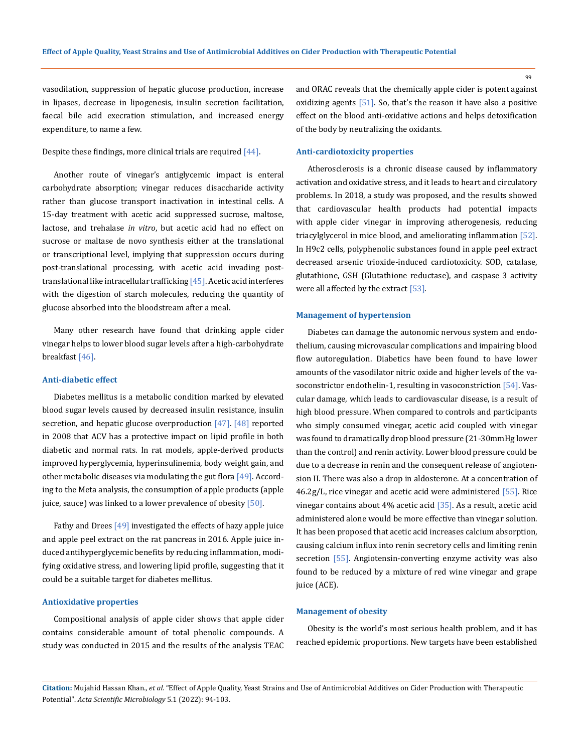vasodilation, suppression of hepatic glucose production, increase in lipases, decrease in lipogenesis, insulin secretion facilitation, faecal bile acid execration stimulation, and increased energy expenditure, to name a few.

Despite these findings, more clinical trials are required [44].

Another route of vinegar's antiglycemic impact is enteral carbohydrate absorption; vinegar reduces disaccharide activity rather than glucose transport inactivation in intestinal cells. A 15-day treatment with acetic acid suppressed sucrose, maltose, lactose, and trehalase *in vitro*, but acetic acid had no effect on sucrose or maltase de novo synthesis either at the translational or transcriptional level, implying that suppression occurs during post-translational processing, with acetic acid invading post-translational like intracellular trafficking [45]. Acetic acid interferes with the digestion of starch molecules, reducing the quantity of glucose absorbed into the bloodstream after a meal.

Many other research have found that drinking apple cider vinegar helps to lower blood sugar levels after a high-carbohydrate breakfast [46].

### Anti-diabetic effect

Diabetes mellitus is a metabolic condition marked by elevated blood sugar levels caused by decreased insulin resistance, insulin secretion, and hepatic glucose overproduction [47]. [48] reported in 2008 that ACV has a protective impact on lipid profile in both diabetic and normal rats. In rat models, apple-derived products improved hyperglycemia, hyperinsulinemia, body weight gain, and other metabolic diseases via modulating the gut flora [49]. According to the Meta analysis, the consumption of apple products (apple juice, sauce) was linked to a lower prevalence of obesity [50].

Fathy and Drees [49] investigated the effects of hazy apple juice and apple peel extract on the rat pancreas in 2016. Apple juice induced antihyperglycemic benefits by reducing inflammation, modifying oxidative stress, and lowering lipid profile, suggesting that it could be a suitable target for diabetes mellitus.

### Antioxidative properties

Compositional analysis of apple cider shows that apple cider contains considerable amount of total phenolic compounds. A study was conducted in 2015 and the results of the analysis TEAC and ORAC reveals that the chemically apple cider is potent against oxidizing agents [51]. So, that's the reason it have also a positive effect on the blood anti-oxidative actions and helps detoxification of the body by neutralizing the oxidants.

### Anti-cardiotoxicity properties

Atherosclerosis is a chronic disease caused by inflammatory activation and oxidative stress, and it leads to heart and circulatory problems. In 2018, a study was proposed, and the results showed that cardiovascular health products had potential impacts with apple cider vinegar in improving atherogenesis, reducing triacylglycerol in mice blood, and ameliorating inflammation [52]. In H9c2 cells, polyphenolic substances found in apple peel extract decreased arsenic trioxide-induced cardiotoxicity. SOD, catalase, glutathione, GSH (Glutathione reductase), and caspase 3 activity were all affected by the extract [53].

### Management of hypertension

Diabetes can damage the autonomic nervous system and endothelium, causing microvascular complications and impairing blood flow autoregulation. Diabetics have been found to have lower amounts of the vasodilator nitric oxide and higher levels of the vasoconstrictor endothelin-1, resulting in vasoconstriction [54]. Vascular damage, which leads to cardiovascular disease, is a result of high blood pressure. When compared to controls and participants who simply consumed vinegar, acetic acid coupled with vinegar was found to dramatically drop blood pressure (21-30mmHg lower than the control) and renin activity. Lower blood pressure could be due to a decrease in renin and the consequent release of angiotension II. There was also a drop in aldosterone. At a concentration of 46.2g/L, rice vinegar and acetic acid were administered [55]. Rice vinegar contains about 4% acetic acid [35]. As a result, acetic acid administered alone would be more effective than vinegar solution. It has been proposed that acetic acid increases calcium absorption, causing calcium influx into renin secretory cells and limiting renin secretion [55]. Angiotensin-converting enzyme activity was also found to be reduced by a mixture of red wine vinegar and grape juice (ACE).

### Management of obesity

Obesity is the world's most serious health problem, and it has reached epidemic proportions. New targets have been established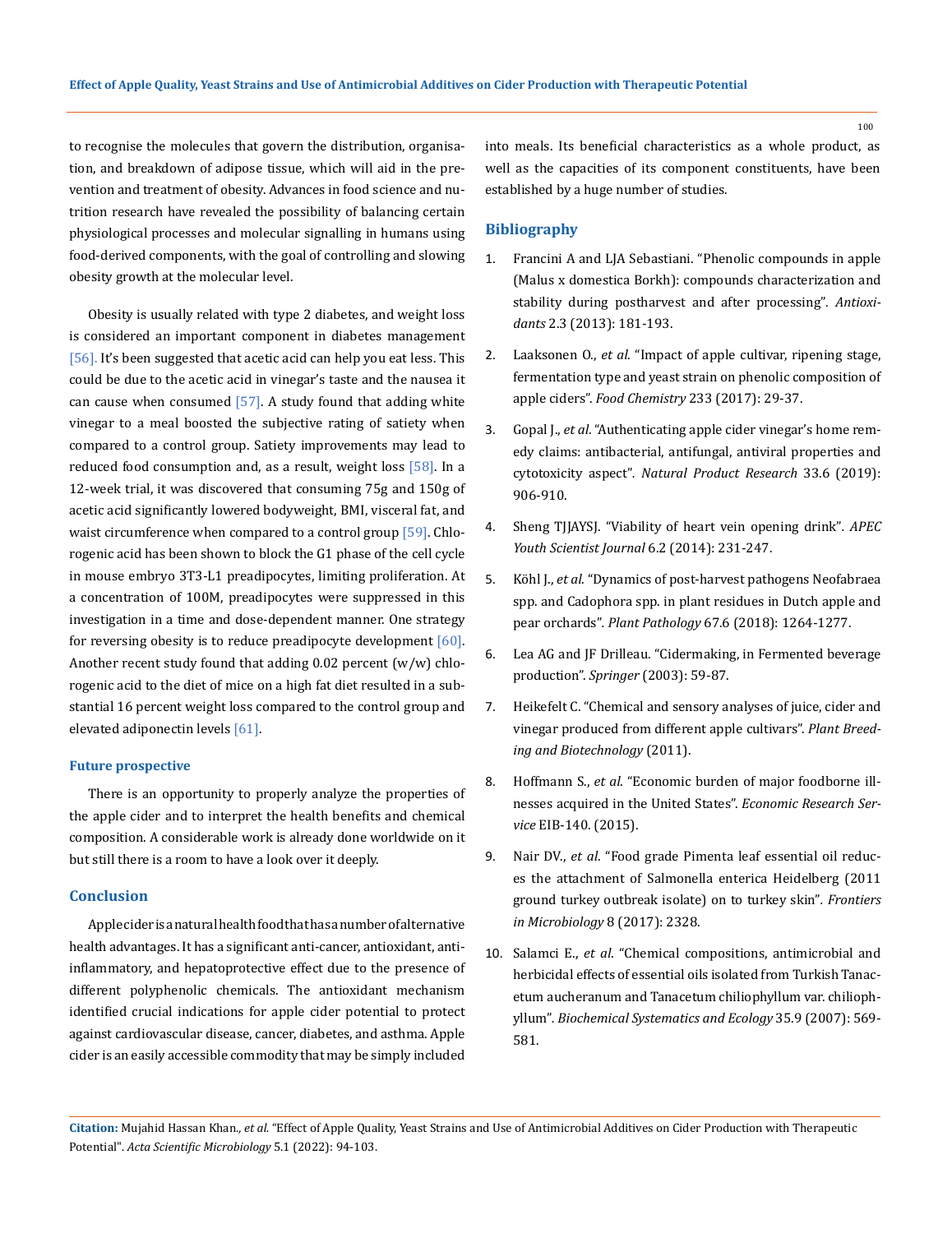to recognise the molecules that govern the distribution, organisation, and breakdown of adipose tissue, which will aid in the prevention and treatment of obesity. Advances in food science and nutrition research have revealed the possibility of balancing certain physiological processes and molecular signalling in humans using food-derived components, with the goal of controlling and slowing obesity growth at the molecular level.

Obesity is usually related with type 2 diabetes, and weight loss is considered an important component in diabetes management [56]. It's been suggested that acetic acid can help you eat less. This could be due to the acetic acid in vinegar's taste and the nausea it can cause when consumed [57]. A study found that adding white vinegar to a meal boosted the subjective rating of satiety when compared to a control group. Satiety improvements may lead to reduced food consumption and, as a result, weight loss [58]. In a 12-week trial, it was discovered that consuming 75g and 150g of acetic acid significantly lowered bodyweight, BMI, visceral fat, and waist circumference when compared to a control group [59]. Chlorogenic acid has been shown to block the G1 phase of the cell cycle in mouse embryo 3T3-L1 preadipocytes, limiting proliferation. At a concentration of 100M, preadipocytes were suppressed in this investigation in a time and dose-dependent manner. One strategy for reversing obesity is to reduce preadipocyte development [60]. Another recent study found that adding 0.02 percent (w/w) chlorogenic acid to the diet of mice on a high fat diet resulted in a substantial 16 percent weight loss compared to the control group and elevated adiponectin levels [61].

### Future prospective

There is an opportunity to properly analyze the properties of the apple cider and to interpret the health benefits and chemical composition. A considerable work is already done worldwide on it but still there is a room to have a look over it deeply.

## Conclusion

Apple cider is a natural health food that has a number of alternative health advantages. It has a significant anti-cancer, antioxidant, anti-inflammatory, and hepatoprotective effect due to the presence of different polyphenolic chemicals. The antioxidant mechanism identified crucial indications for apple cider potential to protect against cardiovascular disease, cancer, diabetes, and asthma. Apple cider is an easily accessible commodity that may be simply included into meals. Its beneficial characteristics as a whole product, as well as the capacities of its component constituents, have been established by a huge number of studies.

## Bibliography

1. Francini A and LJA Sebastiani. "Phenolic compounds in apple (Malus x domestica Borkh): compounds characterization and stability during postharvest and after processing". *Antioxidants* 2.3 (2013): 181-193.
2. Laaksonen O., *et al*. "Impact of apple cultivar, ripening stage, fermentation type and yeast strain on phenolic composition of apple ciders". *Food Chemistry* 233 (2017): 29-37.
3. Gopal J., *et al*. "Authenticating apple cider vinegar's home remedy claims: antibacterial, antifungal, antiviral properties and cytotoxicity aspect". *Natural Product Research* 33.6 (2019): 906-910.
4. Sheng TJJAYSJ. "Viability of heart vein opening drink". *APEC Youth Scientist Journal* 6.2 (2014): 231-247.
5. Köhl J., *et al*. "Dynamics of post-harvest pathogens Neofabraea spp. and Cadophora spp. in plant residues in Dutch apple and pear orchards". *Plant Pathology* 67.6 (2018): 1264-1277.
6. Lea AG and JF Drilleau. "Cidermaking, in Fermented beverage production". *Springer* (2003): 59-87.
7. Heikefelt C. "Chemical and sensory analyses of juice, cider and vinegar produced from different apple cultivars". *Plant Breeding and Biotechnology* (2011).
8. Hoffmann S., *et al.* "Economic burden of major foodborne illnesses acquired in the United States". *Economic Research Service* EIB-140. (2015).
9. Nair DV., *et al*. "Food grade Pimenta leaf essential oil reduces the attachment of Salmonella enterica Heidelberg (2011 ground turkey outbreak isolate) on to turkey skin". *Frontiers in Microbiology* 8 (2017): 2328.
10. Salamci E., *et al*. "Chemical compositions, antimicrobial and herbicidal effects of essential oils isolated from Turkish Tanacetum aucheranum and Tanacetum chiliophyllum var. chiliophyllum". *Biochemical Systematics and Ecology* 35.9 (2007): 569-581.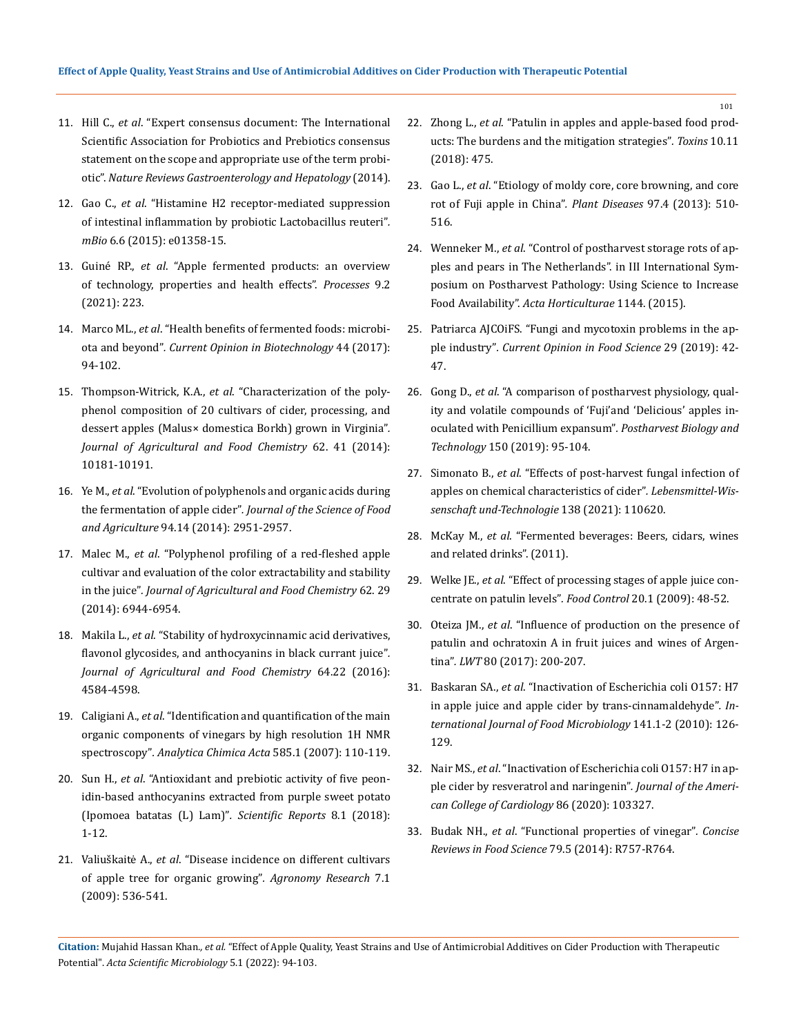11. Hill C., *et al*. "Expert consensus document: The International Scientific Association for Probiotics and Prebiotics consensus statement on the scope and appropriate use of the term probiotic". *Nature Reviews Gastroenterology and Hepatology* (2014).
12. Gao C., *et al*. "Histamine H2 receptor-mediated suppression of intestinal inflammation by probiotic Lactobacillus reuteri". *mBio* 6.6 (2015): e01358-15.
13. Guiné RP., *et al*. "Apple fermented products: an overview of technology, properties and health effects". *Processes* 9.2 (2021): 223.
14. Marco ML., *et al*. "Health benefits of fermented foods: microbiota and beyond". *Current Opinion in Biotechnology* 44 (2017): 94-102.
15. Thompson-Witrick, K.A., *et al*. "Characterization of the polyphenol composition of 20 cultivars of cider, processing, and dessert apples (Malus× domestica Borkh) grown in Virginia". *Journal of Agricultural and Food Chemistry* 62. 41 (2014): 10181-10191.
16. Ye M., *et al*. "Evolution of polyphenols and organic acids during the fermentation of apple cider". *Journal of the Science of Food and Agriculture* 94.14 (2014): 2951-2957.
17. Malec M., *et al*. "Polyphenol profiling of a red-fleshed apple cultivar and evaluation of the color extractability and stability in the juice". *Journal of Agricultural and Food Chemistry* 62. 29 (2014): 6944-6954.
18. Makila L., *et al*. "Stability of hydroxycinnamic acid derivatives, flavonol glycosides, and anthocyanins in black currant juice". *Journal of Agricultural and Food Chemistry* 64.22 (2016): 4584-4598.
19. Caligiani A., *et al*. "Identification and quantification of the main organic components of vinegars by high resolution 1H NMR spectroscopy". *Analytica Chimica Acta* 585.1 (2007): 110-119.
20. Sun H., *et al*. "Antioxidant and prebiotic activity of five peonidin-based anthocyanins extracted from purple sweet potato (Ipomoea batatas (L) Lam)". *Scientific Reports* 8.1 (2018): 1-12.
21. Valiuškaitė A., *et al*. "Disease incidence on different cultivars of apple tree for organic growing". *Agronomy Research* 7.1 (2009): 536-541.
22. Zhong L., *et al*. "Patulin in apples and apple-based food products: The burdens and the mitigation strategies". *Toxins* 10.11 (2018): 475.
23. Gao L., *et al*. "Etiology of moldy core, core browning, and core rot of Fuji apple in China". *Plant Diseases* 97.4 (2013): 510-516.
24. Wenneker M., *et al*. "Control of postharvest storage rots of apples and pears in The Netherlands". in III International Symposium on Postharvest Pathology: Using Science to Increase Food Availability". *Acta Horticulturae* 1144. (2015).
25. Patriarca AJCOiFS. "Fungi and mycotoxin problems in the apple industry". *Current Opinion in Food Science* 29 (2019): 42-47.
26. Gong D., *et al*. "A comparison of postharvest physiology, quality and volatile compounds of 'Fuji'and 'Delicious' apples inoculated with Penicillium expansum". *Postharvest Biology and Technology* 150 (2019): 95-104.
27. Simonato B., *et al*. "Effects of post-harvest fungal infection of apples on chemical characteristics of cider". *Lebensmittel-Wissenschaft und-Technologie* 138 (2021): 110620.
28. McKay M., *et al*. "Fermented beverages: Beers, cidars, wines and related drinks". (2011).
29. Welke JE., *et al*. "Effect of processing stages of apple juice concentrate on patulin levels". *Food Control* 20.1 (2009): 48-52.
30. Oteiza JM., *et al*. "Influence of production on the presence of patulin and ochratoxin A in fruit juices and wines of Argentina". *LWT* 80 (2017): 200-207.
31. Baskaran SA., *et al*. "Inactivation of Escherichia coli O157: H7 in apple juice and apple cider by trans-cinnamaldehyde". *International Journal of Food Microbiology* 141.1-2 (2010): 126-129.
32. Nair MS., *et al*. "Inactivation of Escherichia coli O157: H7 in apple cider by resveratrol and naringenin". *Journal of the American College of Cardiology* 86 (2020): 103327.
33. Budak NH., *et al*. "Functional properties of vinegar". *Concise Reviews in Food Science* 79.5 (2014): R757-R764.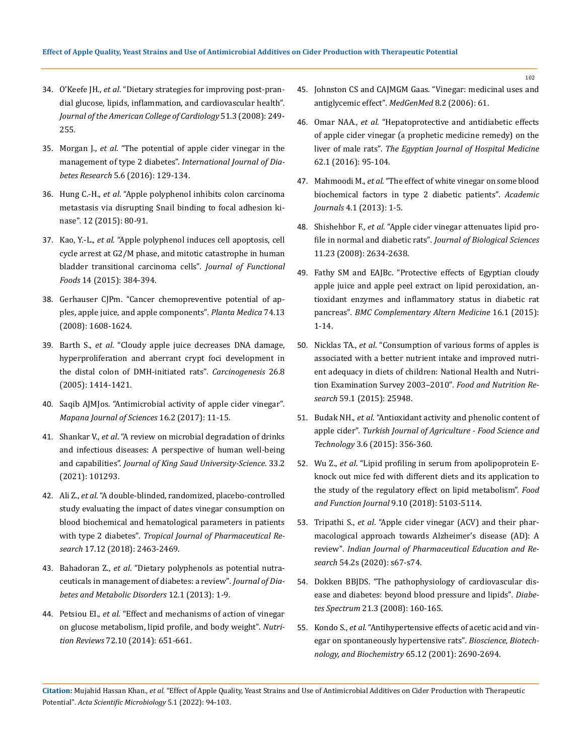34. O'Keefe JH., *et al*. "Dietary strategies for improving post-prandial glucose, lipids, inflammation, and cardiovascular health". *Journal of the American College of Cardiology* 51.3 (2008): 249-255.

35. Morgan J., *et al*. "The potential of apple cider vinegar in the management of type 2 diabetes". *International Journal of Diabetes Research* 5.6 (2016): 129-134.

36. Hung C.-H., *et al*. "Apple polyphenol inhibits colon carcinoma metastasis via disrupting Snail binding to focal adhesion kinase". 12 (2015): 80-91.

37. Kao, Y.-L., *et al*. "Apple polyphenol induces cell apoptosis, cell cycle arrest at G2/M phase, and mitotic catastrophe in human bladder transitional carcinoma cells". *Journal of Functional Foods* 14 (2015): 384-394.

38. Gerhauser CJPm. "Cancer chemopreventive potential of apples, apple juice, and apple components". *Planta Medica* 74.13 (2008): 1608-1624.

39. Barth S., *et al*. "Cloudy apple juice decreases DNA damage, hyperproliferation and aberrant crypt foci development in the distal colon of DMH-initiated rats". *Carcinogenesis* 26.8 (2005): 1414-1421.

40. Saqib AJMJos. "Antimicrobial activity of apple cider vinegar". *Mapana Journal of Sciences* 16.2 (2017): 11-15.

41. Shankar V., *et al*. "A review on microbial degradation of drinks and infectious diseases: A perspective of human well-being and capabilities". *Journal of King Saud University-Science*. 33.2 (2021): 101293.

42. Ali Z., *et al*. "A double-blinded, randomized, placebo-controlled study evaluating the impact of dates vinegar consumption on blood biochemical and hematological parameters in patients with type 2 diabetes". *Tropical Journal of Pharmaceutical Research* 17.12 (2018): 2463-2469.

43. Bahadoran Z., *et al*. "Dietary polyphenols as potential nutraceuticals in management of diabetes: a review". *Journal of Diabetes and Metabolic Disorders* 12.1 (2013): 1-9.

44. Petsiou EI., *et al*. "Effect and mechanisms of action of vinegar on glucose metabolism, lipid profile, and body weight". *Nutrition Reviews* 72.10 (2014): 651-661.

45. Johnston CS and CAJMGM Gaas. "Vinegar: medicinal uses and antiglycemic effect". *MedGenMed* 8.2 (2006): 61.

46. Omar NAA., *et al*. "Hepatoprotective and antidiabetic effects of apple cider vinegar (a prophetic medicine remedy) on the liver of male rats". *The Egyptian Journal of Hospital Medicine* 62.1 (2016): 95-104.

47. Mahmoodi M., *et al*. "The effect of white vinegar on some blood biochemical factors in type 2 diabetic patients". *Academic Journals* 4.1 (2013): 1-5.

48. Shishehbor F., *et al*. "Apple cider vinegar attenuates lipid profile in normal and diabetic rats". *Journal of Biological Sciences* 11.23 (2008): 2634-2638.

49. Fathy SM and EAJBc. "Protective effects of Egyptian cloudy apple juice and apple peel extract on lipid peroxidation, antioxidant enzymes and inflammatory status in diabetic rat pancreas". *BMC Complementary Altern Medicine* 16.1 (2015): 1-14.

50. Nicklas TA., *et al*. "Consumption of various forms of apples is associated with a better nutrient intake and improved nutrient adequacy in diets of children: National Health and Nutrition Examination Survey 2003–2010". *Food and Nutrition Research* 59.1 (2015): 25948.

51. Budak NH., *et al*. "Antioxidant activity and phenolic content of apple cider". *Turkish Journal of Agriculture - Food Science and Technology* 3.6 (2015): 356-360.

52. Wu Z., *et al*. "Lipid profiling in serum from apolipoprotein E-knock out mice fed with different diets and its application to the study of the regulatory effect on lipid metabolism". *Food and Function Journal* 9.10 (2018): 5103-5114.

53. Tripathi S., *et al*. "Apple cider vinegar (ACV) and their pharmacological approach towards Alzheimer's disease (AD): A review". *Indian Journal of Pharmaceutical Education and Research* 54.2s (2020): s67-s74.

54. Dokken BBJDS. "The pathophysiology of cardiovascular disease and diabetes: beyond blood pressure and lipids". *Diabetes Spectrum* 21.3 (2008): 160-165.

55. Kondo S., *et al*. "Antihypertensive effects of acetic acid and vinegar on spontaneously hypertensive rats". *Bioscience, Biotechnology, and Biochemistry* 65.12 (2001): 2690-2694.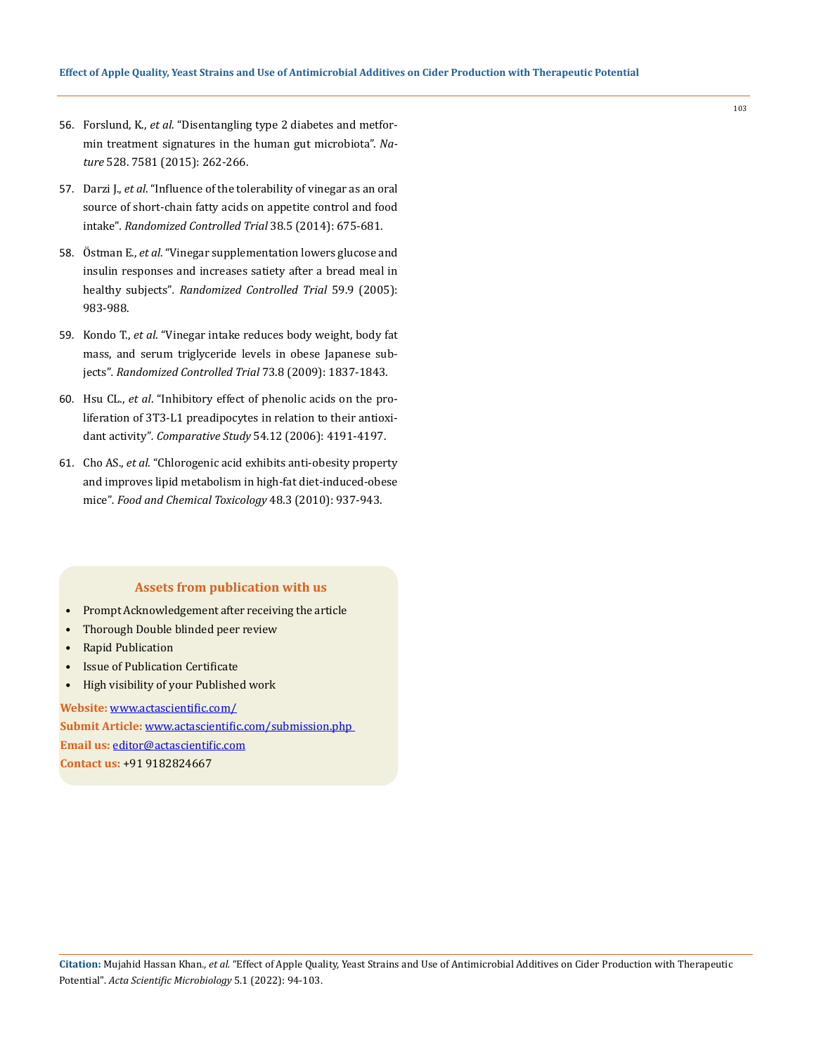56. Forslund, K., *et al*. "Disentangling type 2 diabetes and metformin treatment signatures in the human gut microbiota". *Nature* 528. 7581 (2015): 262-266.

57. Darzi J., *et al*. "Influence of the tolerability of vinegar as an oral source of short-chain fatty acids on appetite control and food intake". *Randomized Controlled Trial* 38.5 (2014): 675-681.

58. Östman E., *et al*. "Vinegar supplementation lowers glucose and insulin responses and increases satiety after a bread meal in healthy subjects". *Randomized Controlled Trial* 59.9 (2005): 983-988.

59. Kondo T., *et al*. "Vinegar intake reduces body weight, body fat mass, and serum triglyceride levels in obese Japanese subjects". *Randomized Controlled Trial* 73.8 (2009): 1837-1843.

60. Hsu CL., *et al*. "Inhibitory effect of phenolic acids on the proliferation of 3T3-L1 preadipocytes in relation to their antioxidant activity". *Comparative Study* 54.12 (2006): 4191-4197.

61. Cho AS., *et al*. "Chlorogenic acid exhibits anti-obesity property and improves lipid metabolism in high-fat diet-induced-obese mice". *Food and Chemical Toxicology* 48.3 (2010): 937-943.

### Assets from publication with us

- Prompt Acknowledgement after receiving the article
- Thorough Double blinded peer review
- Rapid Publication
- Issue of Publication Certificate
- High visibility of your Published work

**Website:** www.actascientific.com/
**Submit Article:** www.actascientific.com/submission.php
**Email us:** editor@actascientific.com
**Contact us:** +91 9182824667